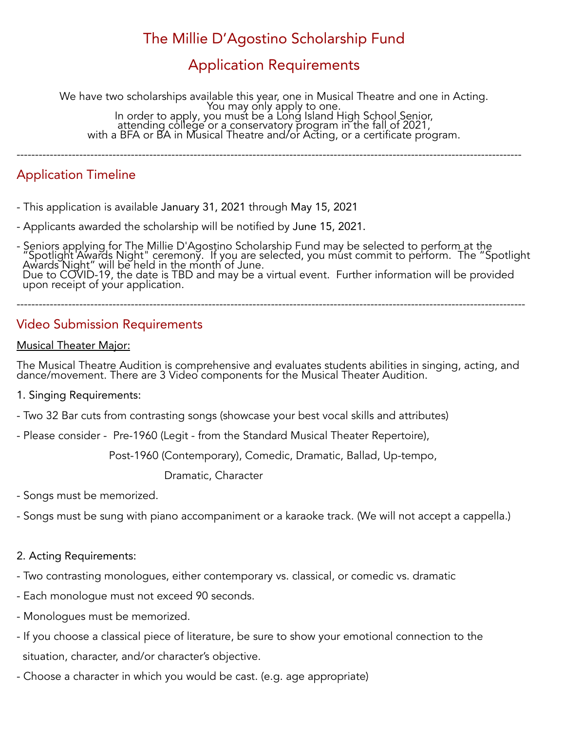# The Millie D'Agostino Scholarship Fund

# Application Requirements

We have two scholarships available this year, one in Musical Theatre and one in Acting.
You may only apply to one.
In order to apply, you must be a Long Island High School Senior,
attending college or a conservatory program in the fall of 2021,
with a BFA or BA in Musical Theatre and/or Acting, or a certificate program.

---

## Application Timeline

- This application is available January 31, 2021 through May 15, 2021
- Applicants awarded the scholarship will be notified by June 15, 2021.
- Seniors applying for The Millie D'Agostino Scholarship Fund may be selected to perform at the "Spotlight Awards Night" ceremony. If you are selected, you must commit to perform. The "Spotlight Awards Night" will be held in the month of June.
Due to COVID-19, the date is TBD and may be a virtual event. Further information will be provided upon receipt of your application.

---

## Video Submission Requirements

Musical Theater Major:

The Musical Theatre Audition is comprehensive and evaluates students abilities in singing, acting, and dance/movement. There are 3 Video components for the Musical Theater Audition.

1. Singing Requirements:

- Two 32 Bar cuts from contrasting songs (showcase your best vocal skills and attributes)
- Please consider - Pre-1960 (Legit - from the Standard Musical Theater Repertoire),
Post-1960 (Contemporary), Comedic, Dramatic, Ballad, Up-tempo,
Dramatic, Character
- Songs must be memorized.
- Songs must be sung with piano accompaniment or a karaoke track. (We will not accept a cappella.)

2. Acting Requirements:

- Two contrasting monologues, either contemporary vs. classical, or comedic vs. dramatic
- Each monologue must not exceed 90 seconds.
- Monologues must be memorized.
- If you choose a classical piece of literature, be sure to show your emotional connection to the situation, character, and/or character's objective.
- Choose a character in which you would be cast. (e.g. age appropriate)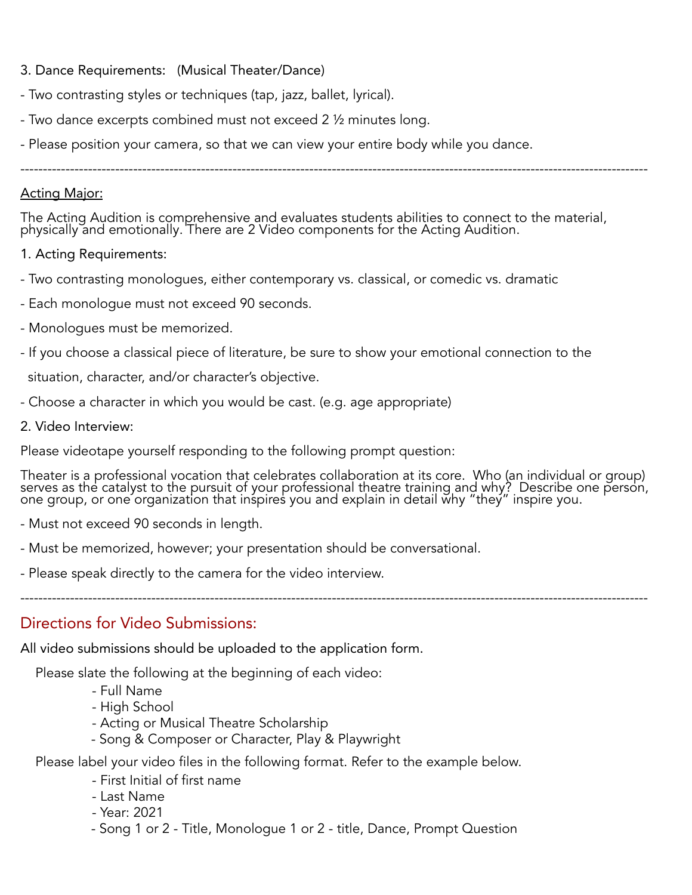3. Dance Requirements: (Musical Theater/Dance)

- Two contrasting styles or techniques (tap, jazz, ballet, lyrical).
- Two dance excerpts combined must not exceed 2 ½ minutes long.
- Please position your camera, so that we can view your entire body while you dance.

---

<u>Acting Major:</u>

The Acting Audition is comprehensive and evaluates students abilities to connect to the material, physically and emotionally. There are 2 Video components for the Acting Audition.

1. Acting Requirements:

- Two contrasting monologues, either contemporary vs. classical, or comedic vs. dramatic
- Each monologue must not exceed 90 seconds.
- Monologues must be memorized.
- If you choose a classical piece of literature, be sure to show your emotional connection to the situation, character, and/or character's objective.
- Choose a character in which you would be cast. (e.g. age appropriate)

2. Video Interview:

Please videotape yourself responding to the following prompt question:

Theater is a professional vocation that celebrates collaboration at its core. Who (an individual or group) serves as the catalyst to the pursuit of your professional theatre training and why? Describe one person, one group, or one organization that inspires you and explain in detail why "they" inspire you.

- Must not exceed 90 seconds in length.
- Must be memorized, however; your presentation should be conversational.
- Please speak directly to the camera for the video interview.

---

## Directions for Video Submissions:

All video submissions should be uploaded to the application form.

Please slate the following at the beginning of each video:

- Full Name
- High School
- Acting or Musical Theatre Scholarship
- Song & Composer or Character, Play & Playwright

Please label your video files in the following format. Refer to the example below.

- First Initial of first name
- Last Name
- Year: 2021
- Song 1 or 2 - Title, Monologue 1 or 2 - title, Dance, Prompt Question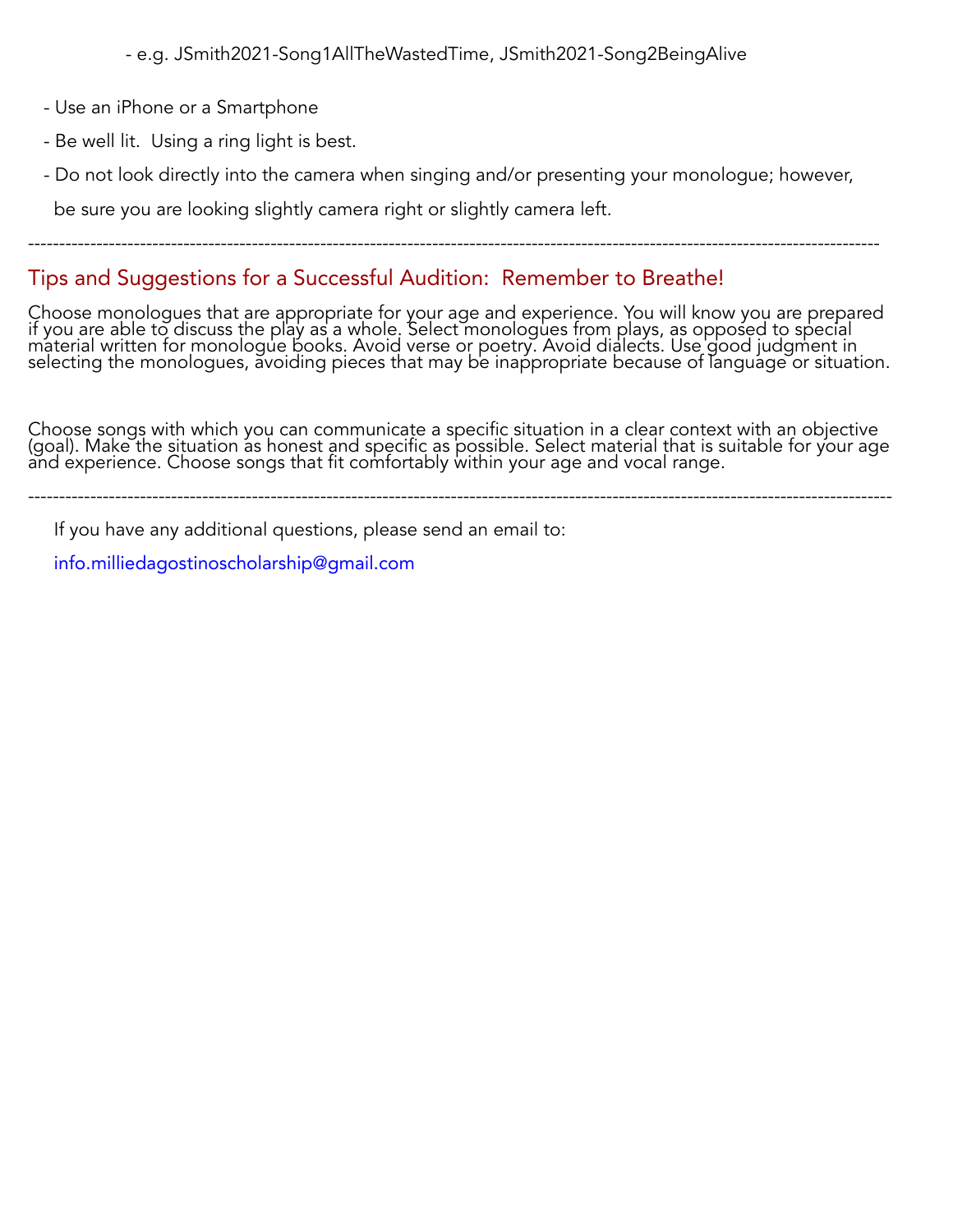- e.g. JSmith2021-Song1AllTheWastedTime, JSmith2021-Song2BeingAlive

- Use an iPhone or a Smartphone
- Be well lit. Using a ring light is best.
- Do not look directly into the camera when singing and/or presenting your monologue; however, be sure you are looking slightly camera right or slightly camera left.

---

## Tips and Suggestions for a Successful Audition: Remember to Breathe!

Choose monologues that are appropriate for your age and experience. You will know you are prepared if you are able to discuss the play as a whole. Select monologues from plays, as opposed to special material written for monologue books. Avoid verse or poetry. Avoid dialects. Use good judgment in selecting the monologues, avoiding pieces that may be inappropriate because of language or situation.

Choose songs with which you can communicate a specific situation in a clear context with an objective (goal). Make the situation as honest and specific as possible. Select material that is suitable for your age and experience. Choose songs that fit comfortably within your age and vocal range.

---

If you have any additional questions, please send an email to:

info.milliedagostinoscholarship@gmail.com